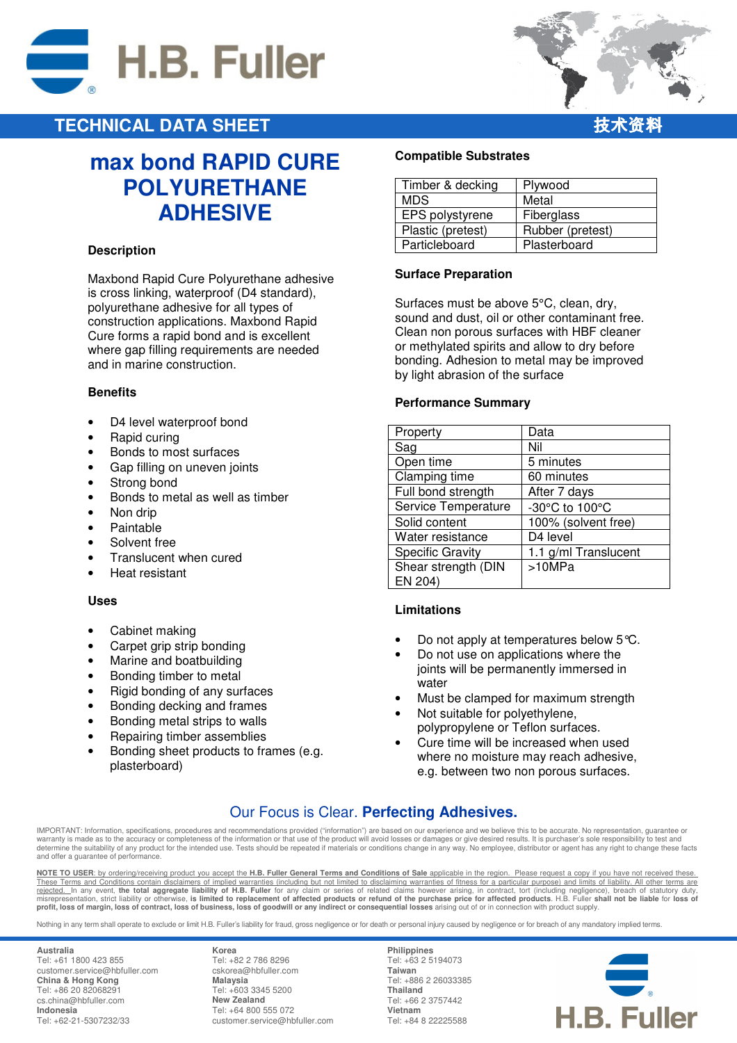H.B. Fuller

TECHNICAL DATA SHEET 技术资料

# max bond RAPID CURE POLYURETHANE ADHESIVE

## Description

Maxbond Rapid Cure Polyurethane adhesive is cross linking, waterproof (D4 standard), polyurethane adhesive for all types of construction applications. Maxbond Rapid Cure forms a rapid bond and is excellent where gap filling requirements are needed and in marine construction.

## Benefits

- D4 level waterproof bond
- Rapid curing
- Bonds to most surfaces
- Gap filling on uneven joints
- Strong bond
- Bonds to metal as well as timber
- Non drip
- Paintable
- Solvent free
- Translucent when cured
- Heat resistant

## Uses

- Cabinet making
- Carpet grip strip bonding
- Marine and boatbuilding
- Bonding timber to metal
- Rigid bonding of any surfaces
- Bonding decking and frames
- Bonding metal strips to walls
- Repairing timber assemblies
- Bonding sheet products to frames (e.g. plasterboard)

## Compatible Substrates

| Timber & decking | Plywood |
|---|---|
| MDS | Metal |
| EPS polystyrene | Fiberglass |
| Plastic (pretest) | Rubber (pretest) |
| Particleboard | Plasterboard |

## Surface Preparation

Surfaces must be above 5°C, clean, dry, sound and dust, oil or other contaminant free. Clean non porous surfaces with HBF cleaner or methylated spirits and allow to dry before bonding. Adhesion to metal may be improved by light abrasion of the surface

## Performance Summary

| Property | Data |
|---|---|
| Sag | Nil |
| Open time | 5 minutes |
| Clamping time | 60 minutes |
| Full bond strength | After 7 days |
| Service Temperature | -30°C to 100°C |
| Solid content | 100% (solvent free) |
| Water resistance | D4 level |
| Specific Gravity | 1.1 g/ml Translucent |
| Shear strength (DIN EN 204) | >10MPa |

## Limitations

- Do not apply at temperatures below 5°C.
- Do not use on applications where the joints will be permanently immersed in water
- Must be clamped for maximum strength
- Not suitable for polyethylene, polypropylene or Teflon surfaces.
- Cure time will be increased when used where no moisture may reach adhesive, e.g. between two non porous surfaces.

Our Focus is Clear. **Perfecting Adhesives.**

IMPORTANT: Information, specifications, procedures and recommendations provided ("information") are based on our experience and we believe this to be accurate. No representation, guarantee or warranty is made as to the accuracy or completeness of the information or that use of the product will avoid losses or damages or give desired results. It is purchaser's sole responsibility to test and determine the suitability of any product for the intended use. Tests should be repeated if materials or conditions change in any way. No employee, distributor or agent has any right to change these facts and offer a guarantee of performance.

NOTE TO USER: by ordering/receiving product you accept the **H.B. Fuller General Terms and Conditions of Sale** applicable in the region. Please request a copy if you have not received these. These Terms and Conditions contain disclaimers of implied warranties (including but not limited to disclaiming warranties of fitness for a particular purpose) and limits of liability. All other terms are rejected. In any event, **the total aggregate liability of H.B. Fuller** for any claim or series of related claims however arising, in contract, tort (including negligence), breach of statutory duty, misrepresentation, strict liability or otherwise, **is limited to replacement of affected products or refund of the purchase price for affected products**. H.B. Fuller **shall not be liable** for **loss of profit, loss of margin, loss of contract, loss of business, loss of goodwill or any indirect or consequential losses** arising out of or in connection with product supply.

Nothing in any term shall operate to exclude or limit H.B. Fuller's liability for fraud, gross negligence or for death or personal injury caused by negligence or for breach of any mandatory implied terms.

**Australia**
Tel: +61 1800 423 855
customer.service@hbfuller.com
**China & Hong Kong**
Tel: +86 20 82068291
cs.china@hbfuller.com
**Indonesia**
Tel: +62-21-5307232/33

**Korea**
Tel: +82 2 786 8296
cskorea@hbfuller.com
**Malaysia**
Tel: +603 3345 5200
**New Zealand**
Tel: +64 800 555 072
customer.service@hbfuller.com

**Philippines**
Tel: +63 2 5194073
**Taiwan**
Tel: +886 2 26033385
**Thailand**
Tel: +66 2 3757442
**Vietnam**
Tel: +84 8 22225588

H.B. Fuller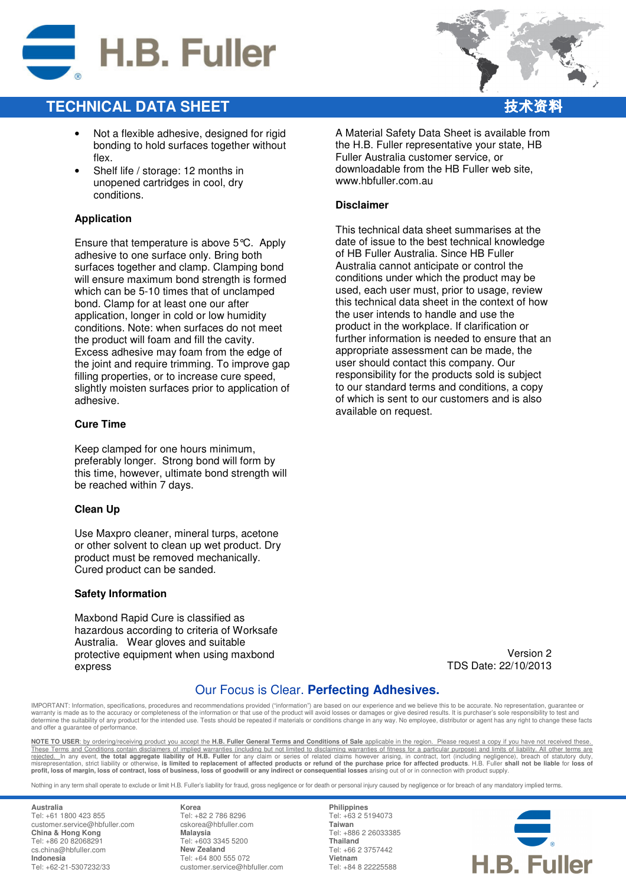# TECHNICAL DATA SHEET

技术资料

- Not a flexible adhesive, designed for rigid bonding to hold surfaces together without flex.
- Shelf life / storage: 12 months in unopened cartridges in cool, dry conditions.

### Application

Ensure that temperature is above 5℃. Apply adhesive to one surface only. Bring both surfaces together and clamp. Clamping bond will ensure maximum bond strength is formed which can be 5-10 times that of unclamped bond. Clamp for at least one our after application, longer in cold or low humidity conditions. Note: when surfaces do not meet the product will foam and fill the cavity. Excess adhesive may foam from the edge of the joint and require trimming. To improve gap filling properties, or to increase cure speed, slightly moisten surfaces prior to application of adhesive.

### Cure Time

Keep clamped for one hours minimum, preferably longer. Strong bond will form by this time, however, ultimate bond strength will be reached within 7 days.

### Clean Up

Use Maxpro cleaner, mineral turps, acetone or other solvent to clean up wet product. Dry product must be removed mechanically. Cured product can be sanded.

### Safety Information

Maxbond Rapid Cure is classified as hazardous according to criteria of Worksafe Australia. Wear gloves and suitable protective equipment when using maxbond express

A Material Safety Data Sheet is available from the H.B. Fuller representative your state, HB Fuller Australia customer service, or downloadable from the HB Fuller web site, www.hbfuller.com.au

### Disclaimer

This technical data sheet summarises at the date of issue to the best technical knowledge of HB Fuller Australia. Since HB Fuller Australia cannot anticipate or control the conditions under which the product may be used, each user must, prior to usage, review this technical data sheet in the context of how the user intends to handle and use the product in the workplace. If clarification or further information is needed to ensure that an appropriate assessment can be made, the user should contact this company. Our responsibility for the products sold is subject to our standard terms and conditions, a copy of which is sent to our customers and is also available on request.

Version 2
TDS Date: 22/10/2013

Our Focus is Clear. **Perfecting Adhesives.**

IMPORTANT: Information, specifications, procedures and recommendations provided ("information") are based on our experience and we believe this to be accurate. No representation, guarantee or warranty is made as to the accuracy or completeness of the information or that use of the product will avoid losses or damages or give desired results. It is purchaser's sole responsibility to test and determine the suitability of any product for the intended use. Tests should be repeated if materials or conditions change in any way. No employee, distributor or agent has any right to change these facts and offer a guarantee of performance.

NOTE TO USER: by ordering/receiving product you accept the **H.B. Fuller General Terms and Conditions of Sale** applicable in the region. Please request a copy if you have not received these. These Terms and Conditions contain disclaimers of implied warranties (including but not limited to disclaiming warranties of fitness for a particular purpose) and limits of liability. All other terms are rejected. In any event, **the total aggregate liability of H.B. Fuller** for any claim or series of related claims however arising, in contract, tort (including negligence), breach of statutory duty, misrepresentation, strict liability or otherwise, **is limited to replacement of affected products or refund of the purchase price for affected products**. H.B. Fuller **shall not be liable** for **loss of profit, loss of margin, loss of contract, loss of business, loss of goodwill or any indirect or consequential losses** arising out of or in connection with product supply.

Nothing in any term shall operate to exclude or limit H.B. Fuller's liability for fraud, gross negligence or for death or personal injury caused by negligence or for breach of any mandatory implied terms.

**Australia**
Tel: +61 1800 423 855
customer.service@hbfuller.com
**China & Hong Kong**
Tel: +86 20 82068291
cs.china@hbfuller.com
**Indonesia**
Tel: +62-21-5307232/33

**Korea**
Tel: +82 2 786 8296
cskorea@hbfuller.com
**Malaysia**
Tel: +603 3345 5200
**New Zealand**
Tel: +64 800 555 072
customer.service@hbfuller.com

**Philippines**
Tel: +63 2 5194073
**Taiwan**
Tel: +886 2 26033385
**Thailand**
Tel: +66 2 3757442
**Vietnam**
Tel: +84 8 22225588